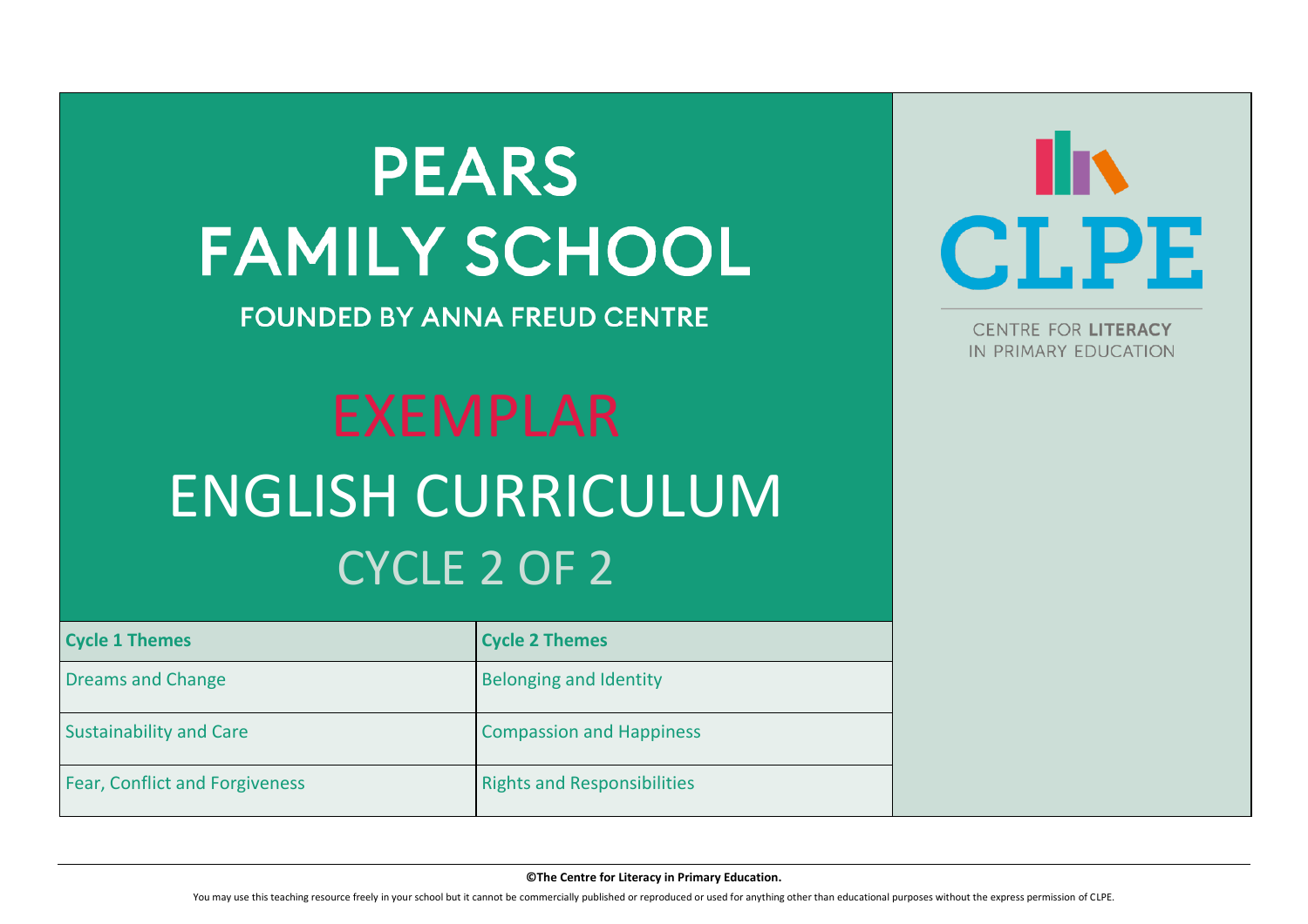# PEARS FAMILY SCHOOL

**FOUNDED BY ANNA FREUD CENTRE**

# EXEMPLAR ENGLISH CURRICULUM

## CYCLE 2 OF 2

CLPE

CENTRE FOR **LITERACY** IN PRIMARY EDUCATION

| Cycle 1 Themes | Cycle 2 Themes |
| --- | --- |
| Dreams and Change | Belonging and Identity |
| Sustainability and Care | Compassion and Happiness |
| Fear, Conflict and Forgiveness | Rights and Responsibilities |

**©The Centre for Literacy in Primary Education.**

You may use this teaching resource freely in your school but it cannot be commercially published or reproduced or used for anything other than educational purposes without the express permission of CLPE.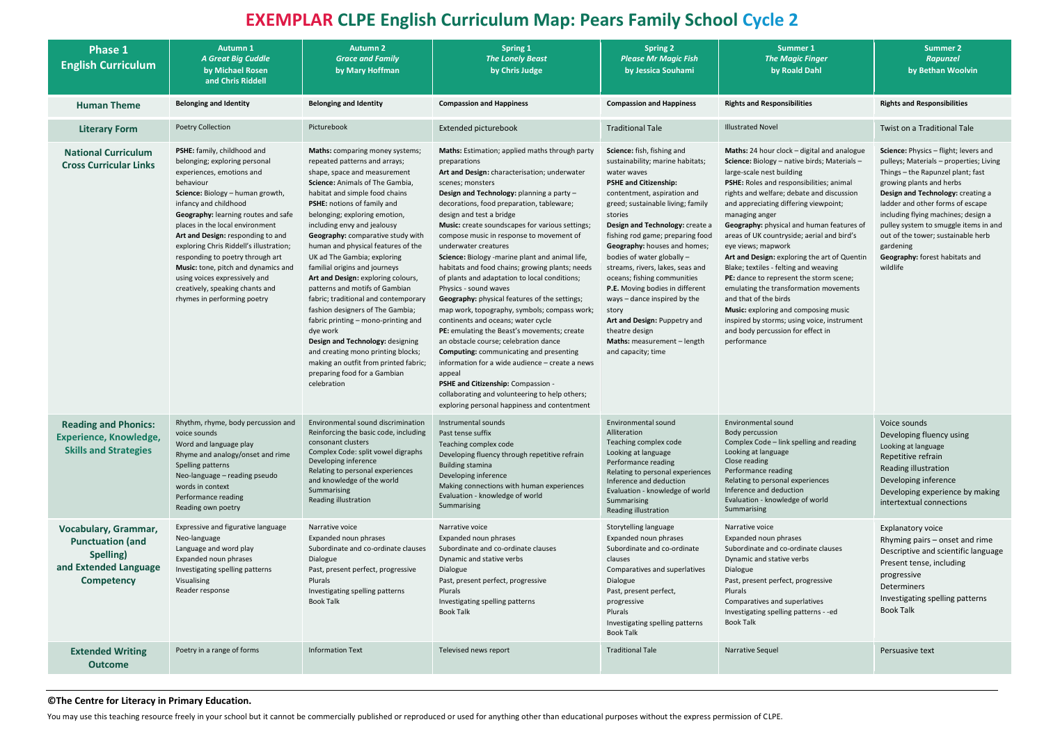# EXEMPLAR CLPE English Curriculum Map: Pears Family School Cycle 2

| Phase 1 English Curriculum | Autumn 1 *A Great Big Cuddle* by Michael Rosen and Chris Riddell | Autumn 2 *Grace and Family* by Mary Hoffman | Spring 1 *The Lonely Beast* by Chris Judge | Spring 2 *Please Mr Magic Fish* by Jessica Souhami | Summer 1 *The Magic Finger* by Roald Dahl | Summer 2 *Rapunzel* by Bethan Woolvin |
|---|---|---|---|---|---|---|
| **Human Theme** | **Belonging and Identity** | **Belonging and Identity** | **Compassion and Happiness** | **Compassion and Happiness** | **Rights and Responsibilities** | **Rights and Responsibilities** |
| **Literary Form** | Poetry Collection | Picturebook | Extended picturebook | Traditional Tale | Illustrated Novel | Twist on a Traditional Tale |
| **National Curriculum Cross Curricular Links** | **PSHE:** family, childhood and belonging; exploring personal experiences, emotions and behaviour<br>**Science:** Biology – human growth, infancy and childhood<br>**Geography:** learning routes and safe places in the local environment<br>**Art and Design:** responding to and exploring Chris Riddell's illustration; responding to poetry through art<br>**Music:** tone, pitch and dynamics and using voices expressively and creatively, speaking chants and rhymes in performing poetry | **Maths:** comparing money systems; repeated patterns and arrays; shape, space and measurement<br>**Science:** Animals of The Gambia, habitat and simple food chains<br>**PSHE:** notions of family and belonging; exploring emotion, including envy and jealousy<br>**Geography:** comparative study with human and physical features of the UK ad The Gambia; exploring familial origins and journeys<br>**Art and Design:** exploring colours, patterns and motifs of Gambian fabric; traditional and contemporary fashion designers of The Gambia; fabric printing – mono-printing and dye work<br>**Design and Technology:** designing and creating mono printing blocks; making an outfit from printed fabric; preparing food for a Gambian celebration | **Maths:** Estimation; applied maths through party preparations<br>**Art and Design:** characterisation; underwater scenes; monsters<br>**Design and Technology:** planning a party – decorations, food preparation, tableware; design and test a bridge<br>**Music:** create soundscapes for various settings; compose music in response to movement of underwater creatures<br>**Science:** Biology -marine plant and animal life, habitats and food chains; growing plants; needs of plants and adaptation to local conditions; Physics - sound waves<br>**Geography:** physical features of the settings; map work, topography, symbols; compass work; continents and oceans; water cycle<br>**PE:** emulating the Beast's movements; create an obstacle course; celebration dance<br>**Computing:** communicating and presenting information for a wide audience – create a news appeal<br>**PSHE and Citizenship:** Compassion - collaborating and volunteering to help others; exploring personal happiness and contentment | **Science:** fish, fishing and sustainability; marine habitats; water waves<br>**PSHE and Citizenship:** contentment, aspiration and greed; sustainable living; family stories<br>**Design and Technology:** create a fishing rod game; preparing food<br>**Geography:** houses and homes; bodies of water globally – streams, rivers, lakes, seas and oceans; fishing communities<br>**P.E.** Moving bodies in different ways – dance inspired by the story<br>**Art and Design:** Puppetry and theatre design<br>**Maths:** measurement – length and capacity; time | **Maths:** 24 hour clock – digital and analogue<br>**Science:** Biology – native birds; Materials – large-scale nest building<br>**PSHE:** Roles and responsibilities; animal rights and welfare; debate and discussion and appreciating differing viewpoint; managing anger<br>**Geography:** physical and human features of areas of UK countryside; aerial and bird's eye views; mapwork<br>**Art and Design:** exploring the art of Quentin Blake; textiles - felting and weaving<br>**PE:** dance to represent the storm scene; emulating the transformation movements and that of the birds<br>**Music:** exploring and composing music inspired by storms; using voice, instrument and body percussion for effect in performance | **Science:** Physics – flight; levers and pulleys; Materials – properties; Living Things – the Rapunzel plant; fast growing plants and herbs<br>**Design and Technology:** creating a ladder and other forms of escape including flying machines; design a pulley system to smuggle items in and out of the tower; sustainable herb gardening<br>**Geography:** forest habitats and wildlife |
| **Reading and Phonics: Experience, Knowledge, Skills and Strategies** | Rhythm, rhyme, body percussion and voice sounds<br>Word and language play<br>Rhyme and analogy/onset and rime<br>Spelling patterns<br>Neo-language – reading pseudo words in context<br>Performance reading<br>Reading own poetry | Environmental sound discrimination<br>Reinforcing the basic code, including consonant clusters<br>Complex Code: split vowel digraphs<br>Developing inference<br>Relating to personal experiences and knowledge of the world<br>Summarising<br>Reading illustration | Instrumental sounds<br>Past tense suffix<br>Teaching complex code<br>Developing fluency through repetitive refrain<br>Building stamina<br>Developing inference<br>Making connections with human experiences<br>Evaluation - knowledge of world<br>Summarising | Environmental sound<br>Alliteration<br>Teaching complex code<br>Looking at language<br>Performance reading<br>Relating to personal experiences<br>Inference and deduction<br>Evaluation - knowledge of world<br>Summarising<br>Reading illustration | Environmental sound<br>Body percussion<br>Complex Code – link spelling and reading<br>Looking at language<br>Close reading<br>Performance reading<br>Relating to personal experiences<br>Inference and deduction<br>Evaluation - knowledge of world<br>Summarising | Voice sounds<br>Developing fluency using<br>Looking at language<br>Repetitive refrain<br>Reading illustration<br>Developing inference<br>Developing experience by making intertextual connections |
| **Vocabulary, Grammar, Punctuation (and Spelling) and Extended Language Competency** | Expressive and figurative language<br>Neo-language<br>Language and word play<br>Expanded noun phrases<br>Investigating spelling patterns<br>Visualising<br>Reader response | Narrative voice<br>Expanded noun phrases<br>Subordinate and co-ordinate clauses<br>Dialogue<br>Past, present perfect, progressive<br>Plurals<br>Investigating spelling patterns<br>Book Talk | Narrative voice<br>Expanded noun phrases<br>Subordinate and co-ordinate clauses<br>Dynamic and stative verbs<br>Dialogue<br>Past, present perfect, progressive<br>Plurals<br>Investigating spelling patterns<br>Book Talk | Storytelling language<br>Expanded noun phrases<br>Subordinate and co-ordinate clauses<br>Comparatives and superlatives<br>Dialogue<br>Past, present perfect, progressive<br>Plurals<br>Investigating spelling patterns<br>Book Talk | Narrative voice<br>Expanded noun phrases<br>Subordinate and co-ordinate clauses<br>Dynamic and stative verbs<br>Dialogue<br>Past, present perfect, progressive<br>Plurals<br>Comparatives and superlatives<br>Investigating spelling patterns - -ed<br>Book Talk | Explanatory voice<br>Rhyming pairs – onset and rime<br>Descriptive and scientific language<br>Present tense, including progressive<br>Determiners<br>Investigating spelling patterns<br>Book Talk |
| **Extended Writing Outcome** | Poetry in a range of forms | Information Text | Televised news report | Traditional Tale | Narrative Sequel | Persuasive text |

**©The Centre for Literacy in Primary Education.**

You may use this teaching resource freely in your school but it cannot be commercially published or reproduced or used for anything other than educational purposes without the express permission of CLPE.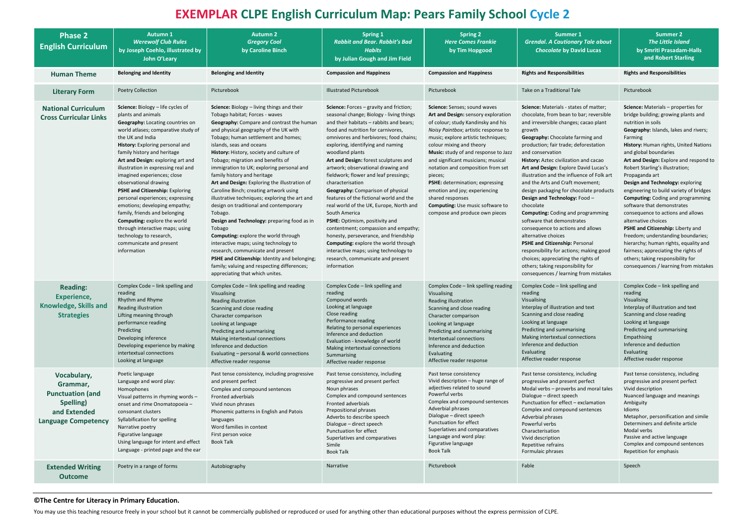# EXEMPLAR CLPE English Curriculum Map: Pears Family School Cycle 2

| Phase 2 English Curriculum | Autumn 1 *Werewolf Club Rules* by Joseph Coehlo, illustrated by John O'Leary | Autumn 2 *Gregory Cool* by Caroline Binch | Spring 1 *Rabbit and Bear. Rabbit's Bad Habits* by Julian Gough and Jim Field | Spring 2 *Here Comes Frankie* by Tim Hopgood | Summer 1 *Grendal. A Cautionary Tale about Chocolate* by David Lucas | Summer 2 *The Little Island* by Smriti Prasadam-Halls and Robert Starling |
|---|---|---|---|---|---|---|
| **Human Theme** | **Belonging and Identity** | **Belonging and Identity** | **Compassion and Happiness** | **Compassion and Happiness** | **Rights and Responsibilities** | **Rights and Responsibilities** |
| **Literary Form** | Poetry Collection | Picturebook | Illustrated Picturebook | Picturebook | Take on a Traditional Tale | Picturebook |
| **National Curriculum Cross Curricular Links** | **Science:** Biology – life cycles of plants and animals<br>**Geography:** Locating countries on world atlases; comparative study of the UK and India<br>**History:** Exploring personal and family history and heritage<br>**Art and Design:** exploring art and illustration in expressing real and imagined experiences; close observational drawing<br>**PSHE and Citizenship:** Exploring personal experiences; expressing emotions; developing empathy; family, friends and belonging<br>**Computing:** explore the world through interactive maps; using technology to research, communicate and present information | **Science:** Biology – living things and their Tobago habitat; Forces - waves<br>**Geography:** Compare and contrast the human and physical geography of the UK with Tobago; human settlement and homes; islands, seas and oceans<br>**History:** History, society and culture of Tobago; migration and benefits of immigration to UK; exploring personal and family history and heritage<br>**Art and Design:** Exploring the illustration of Caroline Binch; creating artwork using illustrative techniques; exploring the art and design on traditional and contemporary Tobago.<br>**Design and Technology:** preparing food as in Tobago<br>**Computing:** explore the world through interactive maps; using technology to research, communicate and present<br>**PSHE and Citizenship:** Identity and belonging; family; valuing and respecting differences; appreciating that which unites. | **Science:** Forces – gravity and friction; seasonal change; Biology - living things and their habitats – rabbits and bears; food and nutrition for carnivores, omnivores and herbivores; food chains; exploring, identifying and naming woodland plants<br>**Art and Design:** forest sculptures and artwork; observational drawing and fieldwork; flower and leaf pressings; characterisation<br>**Geography:** Comparison of physical features of the fictional world and the real world of the UK, Europe, North and South America<br>**PSHE:** Optimism, positivity and contentment; compassion and empathy; honesty, perseverance, and friendship<br>**Computing:** explore the world through interactive maps; using technology to research, communicate and present information | **Science:** Senses; sound waves<br>**Art and Design:** sensory exploration of colour; study Kandinsky and his *Noisy Paintbox*; artistic response to music; explore artistic techniques; colour mixing and theory<br>**Music:** study of and response to Jazz and significant musicians; musical notation and composition from set pieces;<br>**PSHE:** determination; expressing emotion and joy; experiencing shared responses<br>**Computing:** Use music software to compose and produce own pieces | **Science:** Materials - states of matter; chocolate, from bean to bar; reversible and irreversible changes; cacao plant growth<br>**Geography:** Chocolate farming and production; fair trade; deforestation and conservation<br>**History:** Aztec civilization and cacao<br>**Art and Design:** Explore David Lucas's illustration and the influence of Folk art and the Arts and Craft movement; design packaging for chocolate products<br>**Design and Technology:** Food – chocolate<br>**Computing:** Coding and programming software that demonstrates consequence to actions and allows alternative choices<br>**PSHE and Citizenship:** Personal responsibility for actions; making good choices; appreciating the rights of others; taking responsibility for consequences / learning from mistakes | **Science:** Materials – properties for bridge building; growing plants and nutrition in soils<br>**Geography:** Islands, lakes and rivers; Farming<br>**History:** Human rights, United Nations and global boundaries<br>**Art and Design:** Explore and respond to Robert Starling's illustration; Propaganda art<br>**Design and Technology:** exploring engineering to build variety of bridges<br>**Computing:** Coding and programming software that demonstrates consequence to actions and allows alternative choices<br>**PSHE and Citizenship:** Liberty and freedom; understanding boundaries; hierarchy; human rights, equality and fairness; appreciating the rights of others; taking responsibility for consequences / learning from mistakes |
| **Reading: Experience, Knowledge, Skills and Strategies** | Complex Code – link spelling and reading<br>Rhythm and Rhyme<br>Reading illustration<br>Lifting meaning through performance reading<br>Predicting<br>Developing inference<br>Developing experience by making intertextual connections<br>Looking at language | Complex Code – link spelling and reading<br>Visualising<br>Reading illustration<br>Scanning and close reading<br>Character comparison<br>Looking at language<br>Predicting and summarising<br>Making intertextual connections<br>Inference and deduction<br>Evaluating – personal & world connections<br>Affective reader response | Complex Code – link spelling and reading<br>Compound words<br>Looking at language<br>Close reading<br>Performance reading<br>Relating to personal experiences<br>Inference and deduction<br>Evaluation - knowledge of world<br>Making intertextual connections<br>Summarising<br>Affective reader response | Complex Code – link spelling reading<br>Visualising<br>Reading illustration<br>Scanning and close reading<br>Character comparison<br>Looking at language<br>Predicting and summarising<br>Intertextual connections<br>Inference and deduction<br>Evaluating<br>Affective reader response | Complex Code – link spelling and reading<br>Visualising<br>Interplay of illustration and text<br>Scanning and close reading<br>Looking at language<br>Predicting and summarising<br>Making intertextual connections<br>Inference and deduction<br>Evaluating<br>Affective reader response | Complex Code – link spelling and reading<br>Visualising<br>Interplay of illustration and text<br>Scanning and close reading<br>Looking at language<br>Predicting and summarising<br>Empathising<br>Inference and deduction<br>Evaluating<br>Affective reader response |
| **Vocabulary, Grammar, Punctuation (and Spelling) and Extended Language Competency** | Poetic language<br>Language and word play: Homophones<br>Visual patterns in rhyming words – onset and rime Onomatopoeia – consonant clusters<br>Syllabification for spelling<br>Narrative poetry<br>Figurative language<br>Using language for intent and effect<br>Language - printed page and the ear | Past tense consistency, including progressive and present perfect<br>Complex and compound sentences<br>Fronted adverbials<br>Vivid noun phrases<br>Phonemic patterns in English and Patois languages<br>Word families in context<br>First person voice<br>Book Talk | Past tense consistency, including progressive and present perfect<br>Noun phrases<br>Complex and compound sentences<br>Fronted adverbials<br>Prepositional phrases<br>Adverbs to describe speech<br>Dialogue – direct speech<br>Punctuation for effect<br>Superlatives and comparatives<br>Simile<br>Book Talk | Past tense consistency<br>Vivid description – huge range of adjectives related to sound<br>Powerful verbs<br>Complex and compound sentences<br>Adverbial phrases<br>Dialogue – direct speech<br>Punctuation for effect<br>Superlatives and comparatives<br>Language and word play:<br>Figurative language<br>Book Talk | Past tense consistency, including progressive and present perfect<br>Modal verbs – proverbs and moral tales<br>Dialogue – direct speech<br>Punctuation for effect – exclamation<br>Complex and compound sentences<br>Adverbial phrases<br>Powerful verbs<br>Characterisation<br>Vivid description<br>Repetitive refrains<br>Formulaic phrases | Past tense consistency, including progressive and present perfect<br>Vivid description<br>Nuanced language and meanings<br>Ambiguity<br>Idioms<br>Metaphor, personification and simile<br>Determiners and definite article<br>Modal verbs<br>Passive and active language<br>Complex and compound sentences<br>Repetition for emphasis |
| **Extended Writing Outcome** | Poetry in a range of forms | Autobiography | Narrative | Picturebook | Fable | Speech |

**©The Centre for Literacy in Primary Education.**

You may use this teaching resource freely in your school but it cannot be commercially published or reproduced or used for anything other than educational purposes without the express permission of CLPE.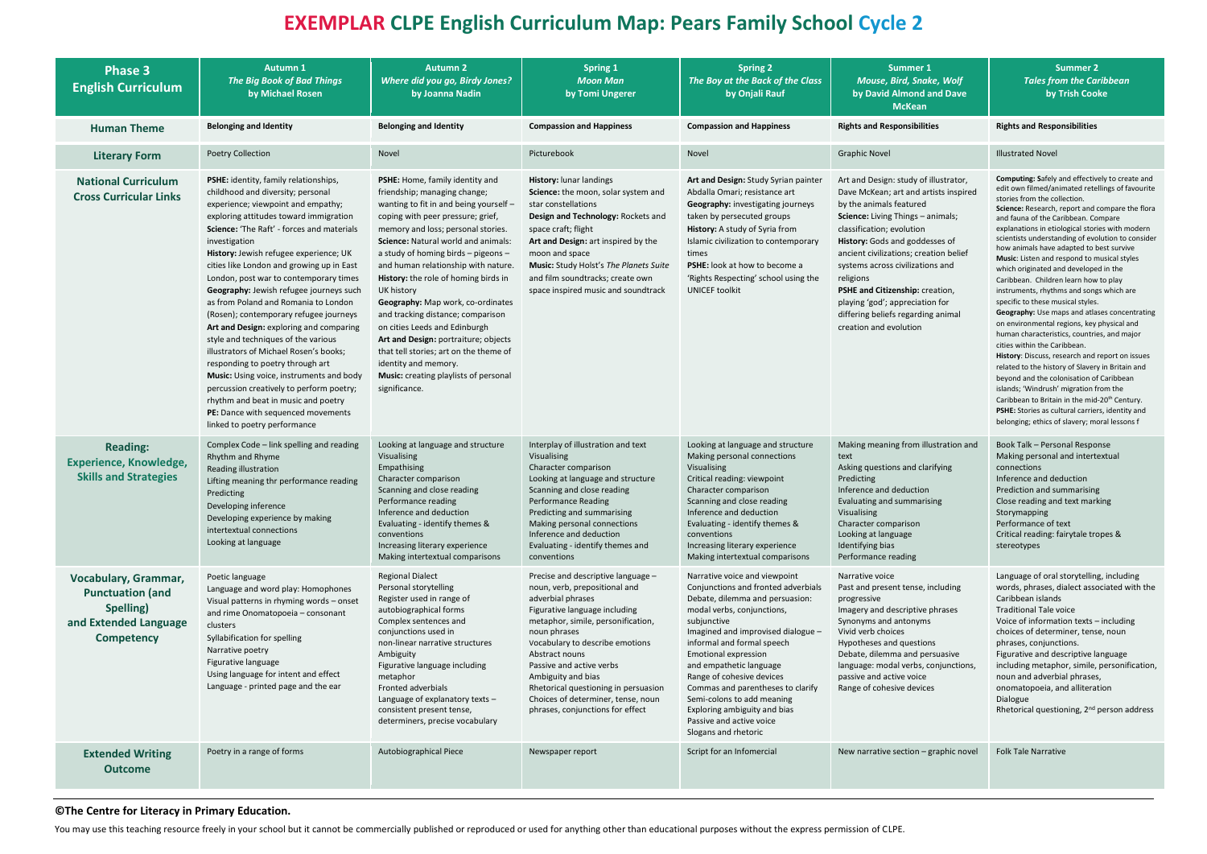# EXEMPLAR CLPE English Curriculum Map: Pears Family School Cycle 2

| Phase 3 English Curriculum | Autumn 1 *The Big Book of Bad Things* by Michael Rosen | Autumn 2 *Where did you go, Birdy Jones?* by Joanna Nadin | Spring 1 *Moon Man* by Tomi Ungerer | Spring 2 *The Boy at the Back of the Class* by Onjali Rauf | Summer 1 *Mouse, Bird, Snake, Wolf* by David Almond and Dave McKean | Summer 2 *Tales from the Caribbean* by Trish Cooke |
|---|---|---|---|---|---|---|
| **Human Theme** | **Belonging and Identity** | **Belonging and Identity** | **Compassion and Happiness** | **Compassion and Happiness** | **Rights and Responsibilities** | **Rights and Responsibilities** |
| **Literary Form** | Poetry Collection | Novel | Picturebook | Novel | Graphic Novel | Illustrated Novel |
| **National Curriculum Cross Curricular Links** | **PSHE:** identity, family relationships, childhood and diversity; personal experience; viewpoint and empathy; exploring attitudes toward immigration<br>**Science:** 'The Raft' - forces and materials investigation<br>**History:** Jewish refugee experience; UK cities like London and growing up in East London, post war to contemporary times<br>**Geography:** Jewish refugee journeys such as from Poland and Romania to London (Rosen); contemporary refugee journeys<br>**Art and Design:** exploring and comparing style and techniques of the various illustrators of Michael Rosen's books; responding to poetry through art<br>**Music:** Using voice, instruments and body percussion creatively to perform poetry; rhythm and beat in music and poetry<br>**PE:** Dance with sequenced movements linked to poetry performance | **PSHE:** Home, family identity and friendship; managing change; wanting to fit in and being yourself – coping with peer pressure; grief, memory and loss; personal stories.<br>**Science:** Natural world and animals: a study of homing birds – pigeons – and human relationship with nature.<br>**History:** the role of homing birds in UK history<br>**Geography:** Map work, co-ordinates and tracking distance; comparison on cities Leeds and Edinburgh<br>**Art and Design:** portraiture; objects that tell stories; art on the theme of identity and memory.<br>**Music:** creating playlists of personal significance. | **History:** lunar landings<br>**Science:** the moon, solar system and star constellations<br>**Design and Technology:** Rockets and space craft; flight<br>**Art and Design:** art inspired by the moon and space<br>**Music:** Study Holst's *The Planets Suite* and film soundtracks; create own space inspired music and soundtrack | **Art and Design:** Study Syrian painter Abdalla Omari; resistance art<br>**Geography:** investigating journeys taken by persecuted groups<br>**History:** A study of Syria from Islamic civilization to contemporary times<br>**PSHE:** look at how to become a 'Rights Respecting' school using the UNICEF toolkit | Art and Design: study of illustrator, Dave McKean; art and artists inspired by the animals featured<br>**Science:** Living Things – animals; classification; evolution<br>**History:** Gods and goddesses of ancient civilizations; creation belief systems across civilizations and religions<br>**PSHE and Citizenship:** creation, playing 'god'; appreciation for differing beliefs regarding animal creation and evolution | **Computing:** Safely and effectively to create and edit own filmed/animated retellings of favourite stories from the collection.<br>**Science:** Research, report and compare the flora and fauna of the Caribbean. Compare explanations in etiological stories with modern scientists understanding of evolution to consider how animals have adapted to best survive<br>**Music**: Listen and respond to musical styles which originated and developed in the Caribbean. Children learn how to play instruments, rhythms and songs which are specific to these musical styles.<br>**Geography:** Use maps and atlases concentrating on environmental regions, key physical and human characteristics, countries, and major cities within the Caribbean.<br>**History**: Discuss, research and report on issues related to the history of Slavery in Britain and beyond and the colonisation of Caribbean islands; 'Windrush' migration from the Caribbean to Britain in the mid-20th Century.<br>**PSHE:** Stories as cultural carriers, identity and belonging; ethics of slavery; moral lessons f |
| **Reading: Experience, Knowledge, Skills and Strategies** | Complex Code – link spelling and reading<br>Rhythm and Rhyme<br>Reading illustration<br>Lifting meaning thr performance reading<br>Predicting<br>Developing inference<br>Developing experience by making intertextual connections<br>Looking at language | Looking at language and structure<br>Visualising<br>Empathising<br>Character comparison<br>Scanning and close reading<br>Performance reading<br>Inference and deduction<br>Evaluating - identify themes & conventions<br>Increasing literary experience<br>Making intertextual comparisons | Interplay of illustration and text<br>Visualising<br>Character comparison<br>Looking at language and structure<br>Scanning and close reading<br>Performance Reading<br>Predicting and summarising<br>Making personal connections<br>Inference and deduction<br>Evaluating - identify themes and conventions | Looking at language and structure<br>Making personal connections<br>Visualising<br>Critical reading: viewpoint<br>Character comparison<br>Scanning and close reading<br>Inference and deduction<br>Evaluating - identify themes & conventions<br>Increasing literary experience<br>Making intertextual comparisons | Making meaning from illustration and text<br>Asking questions and clarifying<br>Predicting<br>Inference and deduction<br>Evaluating and summarising<br>Visualising<br>Character comparison<br>Looking at language<br>Identifying bias<br>Performance reading | Book Talk – Personal Response<br>Making personal and intertextual connections<br>Inference and deduction<br>Prediction and summarising<br>Close reading and text marking<br>Storymapping<br>Performance of text<br>Critical reading: fairytale tropes & stereotypes |
| **Vocabulary, Grammar, Punctuation (and Spelling) and Extended Language Competency** | Poetic language<br>Language and word play: Homophones<br>Visual patterns in rhyming words – onset and rime Onomatopoeia – consonant clusters<br>Syllabification for spelling<br>Narrative poetry<br>Figurative language<br>Using language for intent and effect<br>Language - printed page and the ear | Regional Dialect<br>Personal storytelling<br>Register used in range of autobiographical forms<br>Complex sentences and conjunctions used in non-linear narrative structures<br>Ambiguity<br>Figurative language including metaphor<br>Fronted adverbials<br>Language of explanatory texts – consistent present tense, determiners, precise vocabulary | Precise and descriptive language – noun, verb, prepositional and adverbial phrases<br>Figurative language including metaphor, simile, personification, noun phrases<br>Vocabulary to describe emotions<br>Abstract nouns<br>Passive and active verbs<br>Ambiguity and bias<br>Rhetorical questioning in persuasion<br>Choices of determiner, tense, noun phrases, conjunctions for effect | Narrative voice and viewpoint<br>Conjunctions and fronted adverbials<br>Debate, dilemma and persuasion: modal verbs, conjunctions, subjunctive<br>Imagined and improvised dialogue – informal and formal speech<br>Emotional expression and empathetic language<br>Range of cohesive devices<br>Commas and parentheses to clarify<br>Semi-colons to add meaning<br>Exploring ambiguity and bias<br>Passive and active voice<br>Slogans and rhetoric | Narrative voice<br>Past and present tense, including progressive<br>Imagery and descriptive phrases<br>Synonyms and antonyms<br>Vivid verb choices<br>Hypotheses and questions<br>Debate, dilemma and persuasive language: modal verbs, conjunctions, passive and active voice<br>Range of cohesive devices | Language of oral storytelling, including words, phrases, dialect associated with the Caribbean islands<br>Traditional Tale voice<br>Voice of information texts – including choices of determiner, tense, noun phrases, conjunctions.<br>Figurative and descriptive language including metaphor, simile, personification, noun and adverbial phrases, onomatopoeia, and alliteration<br>Dialogue<br>Rhetorical questioning, 2nd person address |
| **Extended Writing Outcome** | Poetry in a range of forms | Autobiographical Piece | Newspaper report | Script for an Infomercial | New narrative section – graphic novel | Folk Tale Narrative |

**©The Centre for Literacy in Primary Education.**

You may use this teaching resource freely in your school but it cannot be commercially published or reproduced or used for anything other than educational purposes without the express permission of CLPE.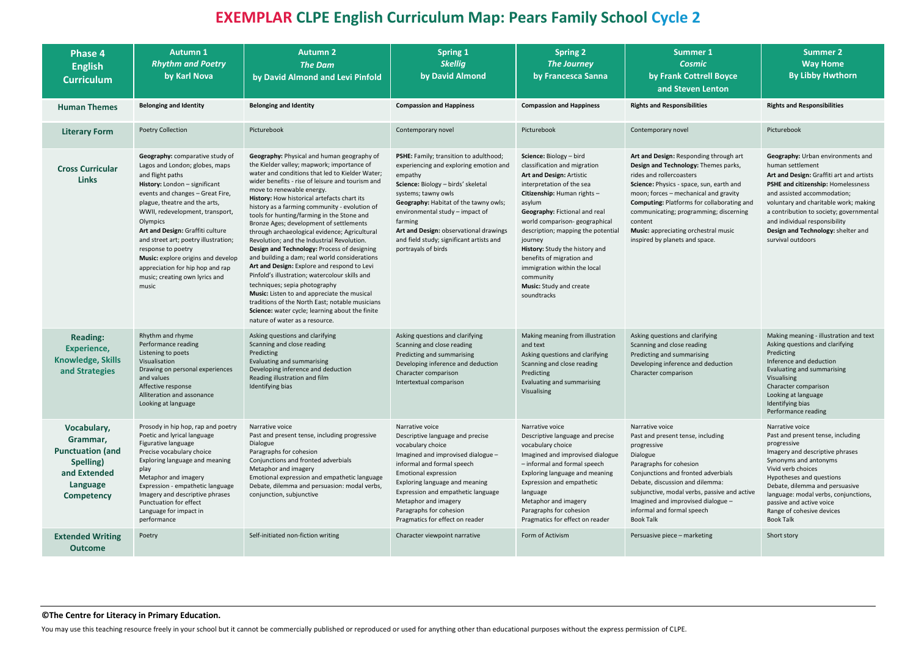# EXEMPLAR CLPE English Curriculum Map: Pears Family School Cycle 2

| Phase 4 English Curriculum | Autumn 1 *Rhythm and Poetry* by Karl Nova | Autumn 2 *The Dam* by David Almond and Levi Pinfold | Spring 1 *Skellig* by David Almond | Spring 2 *The Journey* by Francesca Sanna | Summer 1 *Cosmic* by Frank Cottrell Boyce and Steven Lenton | Summer 2 Way Home By Libby Hwthorn |
|---|---|---|---|---|---|---|
| **Human Themes** | **Belonging and Identity** | **Belonging and Identity** | **Compassion and Happiness** | **Compassion and Happiness** | **Rights and Responsibilities** | **Rights and Responsibilities** |
| **Literary Form** | Poetry Collection | Picturebook | Contemporary novel | Picturebook | Contemporary novel | Picturebook |
| **Cross Curricular Links** | **Geography:** comparative study of Lagos and London; globes, maps and flight paths<br>**History:** London – significant events and changes – Great Fire, plague, theatre and the arts, WWII, redevelopment, transport, Olympics<br>**Art and Design:** Graffiti culture and street art; poetry illustration; response to poetry<br>**Music:** explore origins and develop appreciation for hip hop and rap music; creating own lyrics and music | **Geography:** Physical and human geography of the Kielder valley; mapwork; importance of water and conditions that led to Kielder Water; wider benefits - rise of leisure and tourism and move to renewable energy.<br>**History:** How historical artefacts chart its history as a farming community - evolution of tools for hunting/farming in the Stone and Bronze Ages; development of settlements through archaeological evidence; Agricultural Revolution; and the Industrial Revolution.<br>**Design and Technology:** Process of designing and building a dam; real world considerations<br>**Art and Design:** Explore and respond to Levi Pinfold's illustration; watercolour skills and techniques; sepia photography<br>**Music:** Listen to and appreciate the musical traditions of the North East; notable musicians<br>**Science:** water cycle; learning about the finite nature of water as a resource. | **PSHE:** Family; transition to adulthood; experiencing and exploring emotion and empathy<br>**Science:** Biology – birds' skeletal systems; tawny owls<br>**Geography:** Habitat of the tawny owls; environmental study – impact of farming<br>**Art and Design:** observational drawings and field study; significant artists and portrayals of birds | **Science:** Biology – bird classification and migration<br>**Art and Design:** Artistic interpretation of the sea<br>**Citizenship:** Human rights – asylum<br>**Geography:** Fictional and real world comparison- geographical description; mapping the potential journey<br>**History:** Study the history and benefits of migration and immigration within the local community<br>**Music:** Study and create soundtracks | **Art and Design:** Responding through art<br>**Design and Technology:** Themes parks, rides and rollercoasters<br>**Science:** Physics - space, sun, earth and moon; forces – mechanical and gravity<br>**Computing:** Platforms for collaborating and communicating; programming; discerning content<br>**Music:** appreciating orchestral music inspired by planets and space. | **Geography:** Urban environments and human settlement<br>**Art and Design:** Graffiti art and artists<br>**PSHE and citizenship:** Homelessness and assisted accommodation; voluntary and charitable work; making a contribution to society; governmental and individual responsibility<br>**Design and Technology:** shelter and survival outdoors |
| **Reading: Experience, Knowledge, Skills and Strategies** | Rhythm and rhyme<br>Performance reading<br>Listening to poets<br>Visualisation<br>Drawing on personal experiences and values<br>Affective response<br>Alliteration and assonance<br>Looking at language | Asking questions and clarifying<br>Scanning and close reading<br>Predicting<br>Evaluating and summarising<br>Developing inference and deduction<br>Reading illustration and film<br>Identifying bias | Asking questions and clarifying<br>Scanning and close reading<br>Predicting and summarising<br>Developing inference and deduction<br>Character comparison<br>Intertextual comparison | Making meaning from illustration and text<br>Asking questions and clarifying<br>Scanning and close reading<br>Predicting<br>Evaluating and summarising<br>Visualising | Asking questions and clarifying<br>Scanning and close reading<br>Predicting and summarising<br>Developing inference and deduction<br>Character comparison | Making meaning - illustration and text<br>Asking questions and clarifying<br>Predicting<br>Inference and deduction<br>Evaluating and summarising<br>Visualising<br>Character comparison<br>Looking at language<br>Identifying bias<br>Performance reading |
| **Vocabulary, Grammar, Punctuation (and Spelling) and Extended Language Competency** | Prosody in hip hop, rap and poetry<br>Poetic and lyrical language<br>Figurative language<br>Precise vocabulary choice<br>Exploring language and meaning play<br>Metaphor and imagery<br>Expression - empathetic language<br>Imagery and descriptive phrases<br>Punctuation for effect<br>Language for impact in performance | Narrative voice<br>Past and present tense, including progressive<br>Dialogue<br>Paragraphs for cohesion<br>Conjunctions and fronted adverbials<br>Metaphor and imagery<br>Emotional expression and empathetic language<br>Debate, dilemma and persuasion: modal verbs, conjunction, subjunctive | Narrative voice<br>Descriptive language and precise vocabulary choice<br>Imagined and improvised dialogue – informal and formal speech<br>Emotional expression<br>Exploring language and meaning<br>Expression and empathetic language<br>Metaphor and imagery<br>Paragraphs for cohesion<br>Pragmatics for effect on reader | Narrative voice<br>Descriptive language and precise vocabulary choice<br>Imagined and improvised dialogue – informal and formal speech<br>Exploring language and meaning<br>Expression and empathetic language<br>Metaphor and imagery<br>Paragraphs for cohesion<br>Pragmatics for effect on reader | Narrative voice<br>Past and present tense, including progressive<br>Dialogue<br>Paragraphs for cohesion<br>Conjunctions and fronted adverbials<br>Debate, discussion and dilemma: subjunctive, modal verbs, passive and active<br>Imagined and improvised dialogue – informal and formal speech<br>Book Talk | Narrative voice<br>Past and present tense, including progressive<br>Imagery and descriptive phrases<br>Synonyms and antonyms<br>Vivid verb choices<br>Hypotheses and questions<br>Debate, dilemma and persuasive language: modal verbs, conjunctions, passive and active voice<br>Range of cohesive devices<br>Book Talk |
| **Extended Writing Outcome** | Poetry | Self-initiated non-fiction writing | Character viewpoint narrative | Form of Activism | Persuasive piece – marketing | Short story |

**©The Centre for Literacy in Primary Education.**

You may use this teaching resource freely in your school but it cannot be commercially published or reproduced or used for anything other than educational purposes without the express permission of CLPE.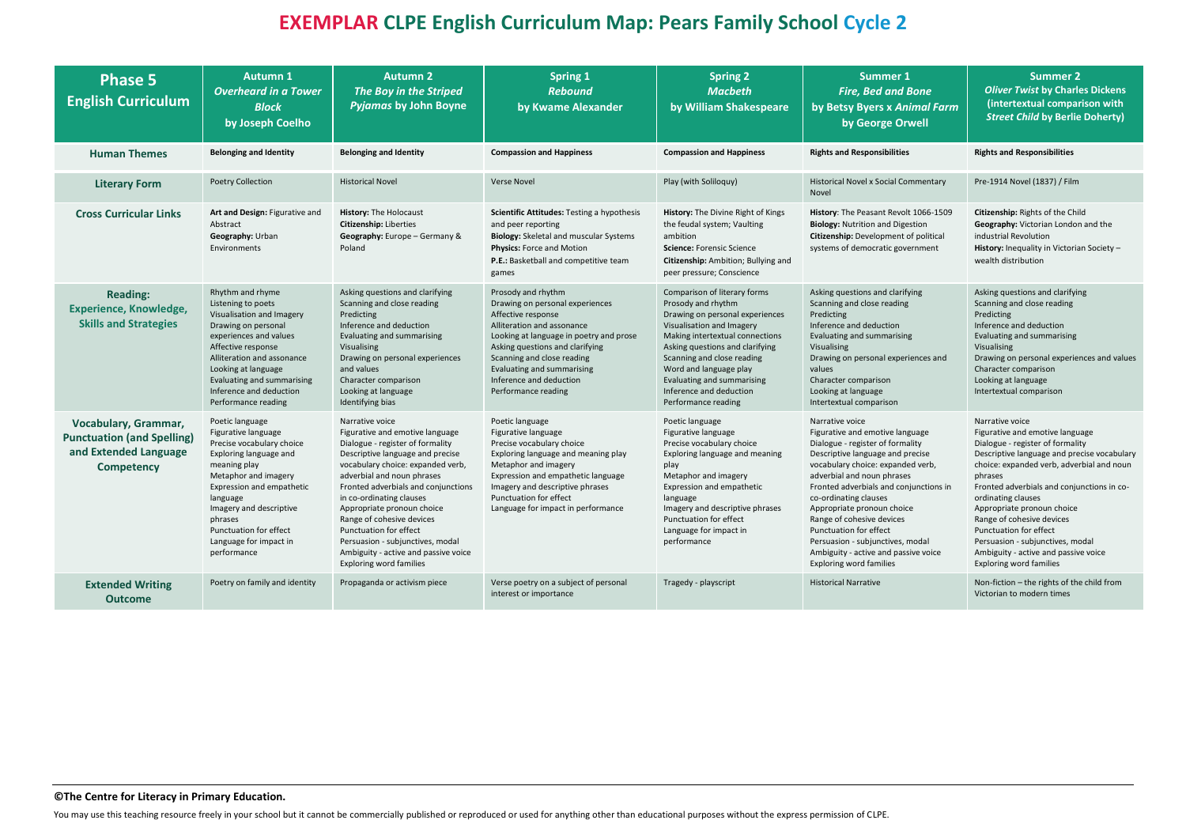# EXEMPLAR CLPE English Curriculum Map: Pears Family School Cycle 2

| **Phase 5 English Curriculum** | **Autumn 1** *Overheard in a Tower Block* by Joseph Coelho | **Autumn 2** *The Boy in the Striped Pyjamas* by John Boyne | **Spring 1** *Rebound* by Kwame Alexander | **Spring 2** *Macbeth* by William Shakespeare | **Summer 1** *Fire, Bed and Bone* by Betsy Byers x *Animal Farm* by George Orwell | **Summer 2** *Oliver Twist* by Charles Dickens (intertextual comparison with *Street Child* by Berlie Doherty) |
|---|---|---|---|---|---|---|
| **Human Themes** | **Belonging and Identity** | **Belonging and Identity** | **Compassion and Happiness** | **Compassion and Happiness** | **Rights and Responsibilities** | **Rights and Responsibilities** |
| **Literary Form** | Poetry Collection | Historical Novel | Verse Novel | Play (with Soliloquy) | Historical Novel x Social Commentary Novel | Pre-1914 Novel (1837) / Film |
| **Cross Curricular Links** | **Art and Design:** Figurative and Abstract<br>**Geography:** Urban Environments | **History:** The Holocaust<br>**Citizenship:** Liberties<br>**Geography:** Europe – Germany & Poland | **Scientific Attitudes:** Testing a hypothesis and peer reporting<br>**Biology:** Skeletal and muscular Systems<br>**Physics:** Force and Motion<br>**P.E.:** Basketball and competitive team games | **History:** The Divine Right of Kings the feudal system; Vaulting ambition<br>**Science:** Forensic Science<br>**Citizenship:** Ambition; Bullying and peer pressure; Conscience | **History**: The Peasant Revolt 1066-1509<br>**Biology:** Nutrition and Digestion<br>**Citizenship:** Development of political systems of democratic government | **Citizenship:** Rights of the Child<br>**Geography:** Victorian London and the industrial Revolution<br>**History:** Inequality in Victorian Society – wealth distribution |
| **Reading: Experience, Knowledge, Skills and Strategies** | Rhythm and rhyme<br>Listening to poets<br>Visualisation and Imagery<br>Drawing on personal experiences and values<br>Affective response<br>Alliteration and assonance<br>Looking at language<br>Evaluating and summarising<br>Inference and deduction<br>Performance reading | Asking questions and clarifying<br>Scanning and close reading<br>Predicting<br>Inference and deduction<br>Evaluating and summarising<br>Visualising<br>Drawing on personal experiences and values<br>Character comparison<br>Looking at language<br>Identifying bias | Prosody and rhythm<br>Drawing on personal experiences<br>Affective response<br>Alliteration and assonance<br>Looking at language in poetry and prose<br>Asking questions and clarifying<br>Scanning and close reading<br>Evaluating and summarising<br>Inference and deduction<br>Performance reading | Comparison of literary forms<br>Prosody and rhythm<br>Drawing on personal experiences<br>Visualisation and Imagery<br>Making intertextual connections<br>Asking questions and clarifying<br>Scanning and close reading<br>Word and language play<br>Evaluating and summarising<br>Inference and deduction<br>Performance reading | Asking questions and clarifying<br>Scanning and close reading<br>Predicting<br>Inference and deduction<br>Evaluating and summarising<br>Visualising<br>Drawing on personal experiences and values<br>Character comparison<br>Looking at language<br>Intertextual comparison | Asking questions and clarifying<br>Scanning and close reading<br>Predicting<br>Inference and deduction<br>Evaluating and summarising<br>Visualising<br>Drawing on personal experiences and values<br>Character comparison<br>Looking at language<br>Intertextual comparison |
| **Vocabulary, Grammar, Punctuation (and Spelling) and Extended Language Competency** | Poetic language<br>Figurative language<br>Precise vocabulary choice<br>Exploring language and meaning play<br>Metaphor and imagery<br>Expression and empathetic language<br>Imagery and descriptive phrases<br>Punctuation for effect<br>Language for impact in performance | Narrative voice<br>Figurative and emotive language<br>Dialogue - register of formality<br>Descriptive language and precise vocabulary choice: expanded verb, adverbial and noun phrases<br>Fronted adverbials and conjunctions in co-ordinating clauses<br>Appropriate pronoun choice<br>Range of cohesive devices<br>Punctuation for effect<br>Persuasion - subjunctives, modal<br>Ambiguity - active and passive voice<br>Exploring word families | Poetic language<br>Figurative language<br>Precise vocabulary choice<br>Exploring language and meaning play<br>Metaphor and imagery<br>Expression and empathetic language<br>Imagery and descriptive phrases<br>Punctuation for effect<br>Language for impact in performance | Poetic language<br>Figurative language<br>Precise vocabulary choice<br>Exploring language and meaning play<br>Metaphor and imagery<br>Expression and empathetic language<br>Imagery and descriptive phrases<br>Punctuation for effect<br>Language for impact in performance | Narrative voice<br>Figurative and emotive language<br>Dialogue - register of formality<br>Descriptive language and precise vocabulary choice: expanded verb, adverbial and noun phrases<br>Fronted adverbials and conjunctions in co-ordinating clauses<br>Appropriate pronoun choice<br>Range of cohesive devices<br>Punctuation for effect<br>Persuasion - subjunctives, modal<br>Ambiguity - active and passive voice<br>Exploring word families | Narrative voice<br>Figurative and emotive language<br>Dialogue - register of formality<br>Descriptive language and precise vocabulary choice: expanded verb, adverbial and noun phrases<br>Fronted adverbials and conjunctions in co-ordinating clauses<br>Appropriate pronoun choice<br>Range of cohesive devices<br>Punctuation for effect<br>Persuasion - subjunctives, modal<br>Ambiguity - active and passive voice<br>Exploring word families |
| **Extended Writing Outcome** | Poetry on family and identity | Propaganda or activism piece | Verse poetry on a subject of personal interest or importance | Tragedy - playscript | Historical Narrative | Non-fiction – the rights of the child from Victorian to modern times |

**©The Centre for Literacy in Primary Education.**

You may use this teaching resource freely in your school but it cannot be commercially published or reproduced or used for anything other than educational purposes without the express permission of CLPE.